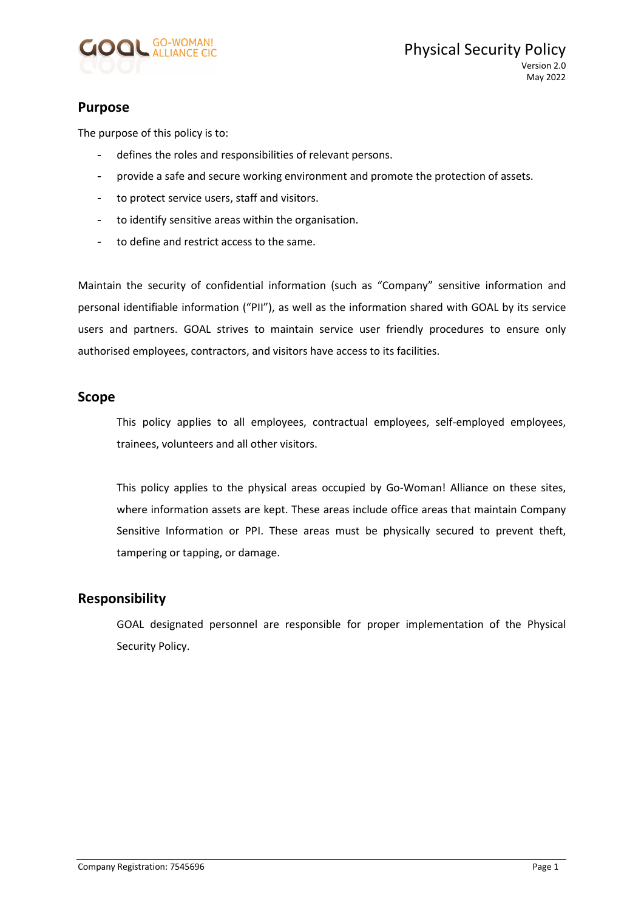GOAL GO-WOMAN! ALLIANCE CIC

# Physical Security Policy

Version 2.0
May 2022

## Purpose

The purpose of this policy is to:

- defines the roles and responsibilities of relevant persons.
- provide a safe and secure working environment and promote the protection of assets.
- to protect service users, staff and visitors.
- to identify sensitive areas within the organisation.
- to define and restrict access to the same.

Maintain the security of confidential information (such as "Company" sensitive information and personal identifiable information ("PII"), as well as the information shared with GOAL by its service users and partners. GOAL strives to maintain service user friendly procedures to ensure only authorised employees, contractors, and visitors have access to its facilities.

## Scope

This policy applies to all employees, contractual employees, self-employed employees, trainees, volunteers and all other visitors.

This policy applies to the physical areas occupied by Go-Woman! Alliance on these sites, where information assets are kept. These areas include office areas that maintain Company Sensitive Information or PPI. These areas must be physically secured to prevent theft, tampering or tapping, or damage.

## Responsibility

GOAL designated personnel are responsible for proper implementation of the Physical Security Policy.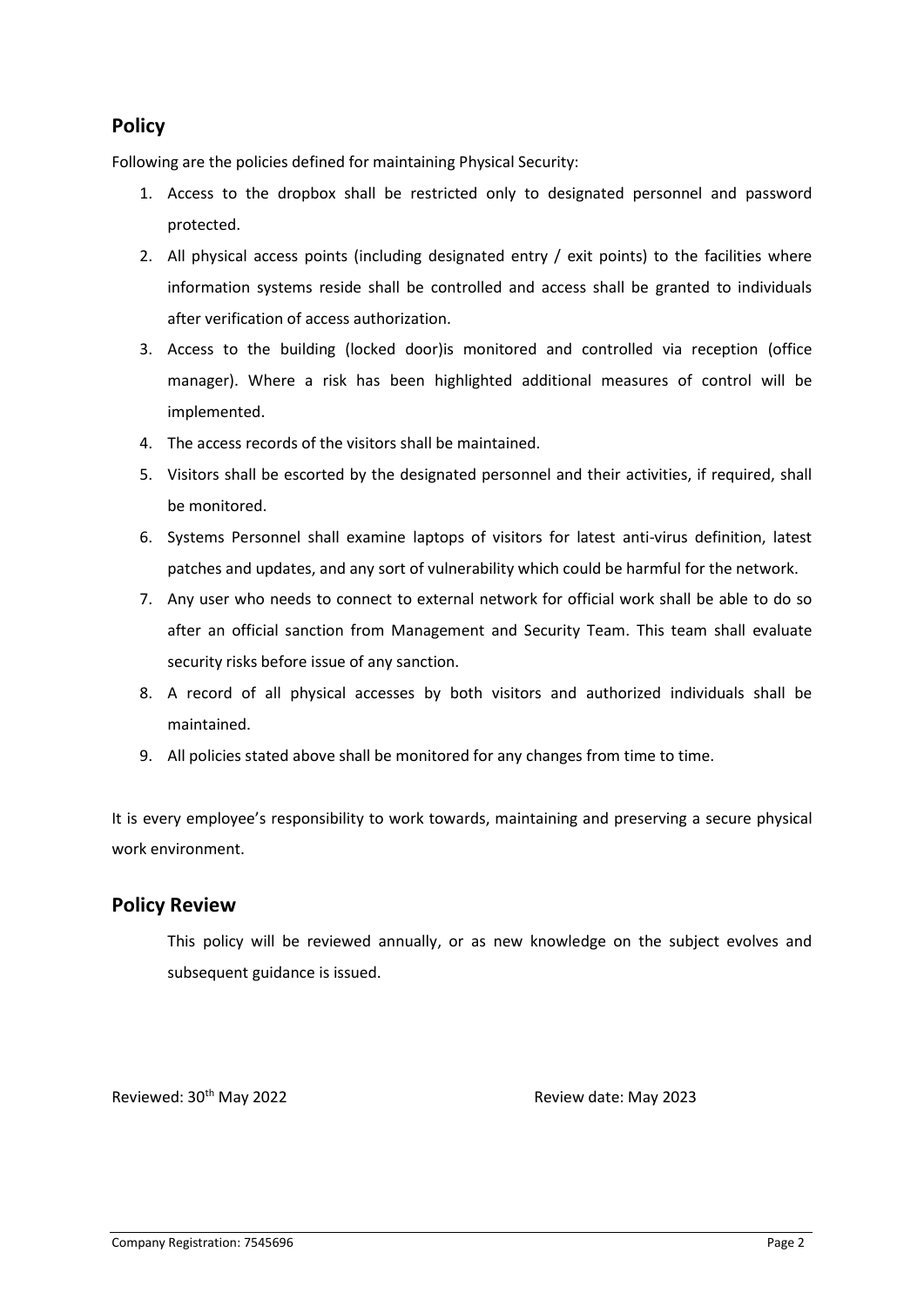## Policy

Following are the policies defined for maintaining Physical Security:

1. Access to the dropbox shall be restricted only to designated personnel and password protected.
2. All physical access points (including designated entry / exit points) to the facilities where information systems reside shall be controlled and access shall be granted to individuals after verification of access authorization.
3. Access to the building (locked door)is monitored and controlled via reception (office manager). Where a risk has been highlighted additional measures of control will be implemented.
4. The access records of the visitors shall be maintained.
5. Visitors shall be escorted by the designated personnel and their activities, if required, shall be monitored.
6. Systems Personnel shall examine laptops of visitors for latest anti-virus definition, latest patches and updates, and any sort of vulnerability which could be harmful for the network.
7. Any user who needs to connect to external network for official work shall be able to do so after an official sanction from Management and Security Team. This team shall evaluate security risks before issue of any sanction.
8. A record of all physical accesses by both visitors and authorized individuals shall be maintained.
9. All policies stated above shall be monitored for any changes from time to time.

It is every employee's responsibility to work towards, maintaining and preserving a secure physical work environment.

## Policy Review

This policy will be reviewed annually, or as new knowledge on the subject evolves and subsequent guidance is issued.

Reviewed: 30th May 2022 Review date: May 2023

Company Registration: 7545696